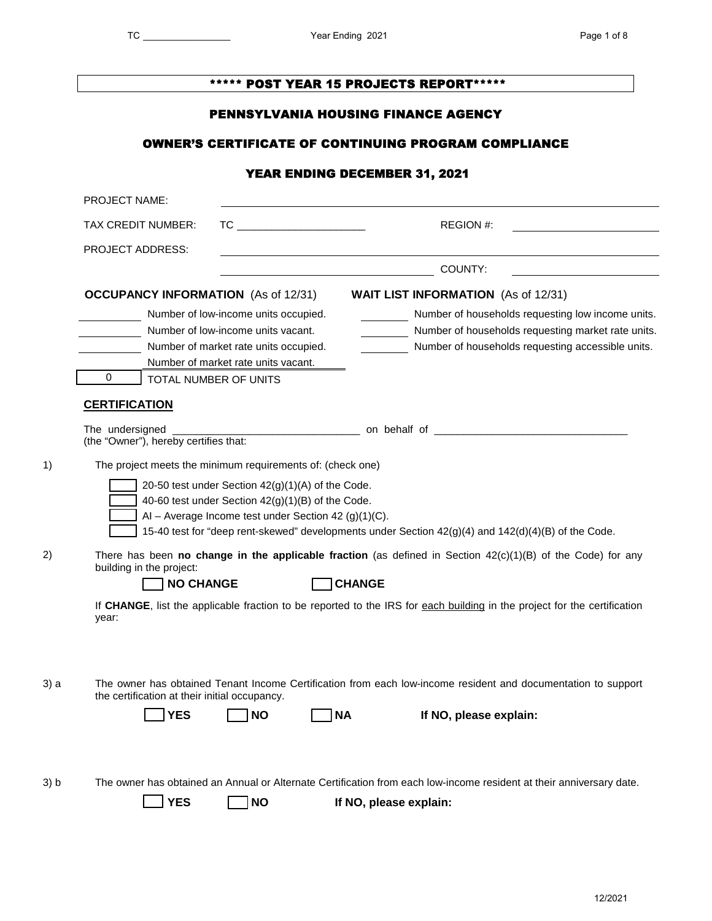# ***** POST YEAR 15 PROJECTS REPORT*****

## PENNSYLVANIA HOUSING FINANCE AGENCY

## OWNER'S CERTIFICATE OF CONTINUING PROGRAM COMPLIANCE

## YEAR ENDING DECEMBER 31, 2021

PROJECT NAME: ______________________________

TAX CREDIT NUMBER: TC ______________________ REGION #: ______________

PROJECT ADDRESS: ______________________________

______________________________ COUNTY: ______________

**OCCUPANCY INFORMATION** (As of 12/31)

__________ Number of low-income units occupied.
__________ Number of low-income units vacant.
__________ Number of market rate units occupied.
__________ Number of market rate units vacant.
0 TOTAL NUMBER OF UNITS

**WAIT LIST INFORMATION** (As of 12/31)

________ Number of households requesting low income units.
________ Number of households requesting market rate units.
________ Number of households requesting accessible units.

**CERTIFICATION**

The undersigned ________________________________ on behalf of ________________________________ (the "Owner"), hereby certifies that:

1) The project meets the minimum requirements of: (check one)

☐ 20-50 test under Section 42(g)(1)(A) of the Code.
☐ 40-60 test under Section 42(g)(1)(B) of the Code.
☐ AI – Average Income test under Section 42 (g)(1)(C).
☐ 15-40 test for "deep rent-skewed" developments under Section 42(g)(4) and 142(d)(4)(B) of the Code.

2) There has been **no change in the applicable fraction** (as defined in Section 42(c)(1)(B) of the Code) for any building in the project:

☐ **NO CHANGE** ☐ **CHANGE**

If **CHANGE**, list the applicable fraction to be reported to the IRS for each building in the project for the certification year:

3) a The owner has obtained Tenant Income Certification from each low-income resident and documentation to support the certification at their initial occupancy.

☐ **YES** ☐ **NO** ☐ **NA** **If NO, please explain:**

3) b The owner has obtained an Annual or Alternate Certification from each low-income resident at their anniversary date.

☐ **YES** ☐ **NO** **If NO, please explain:**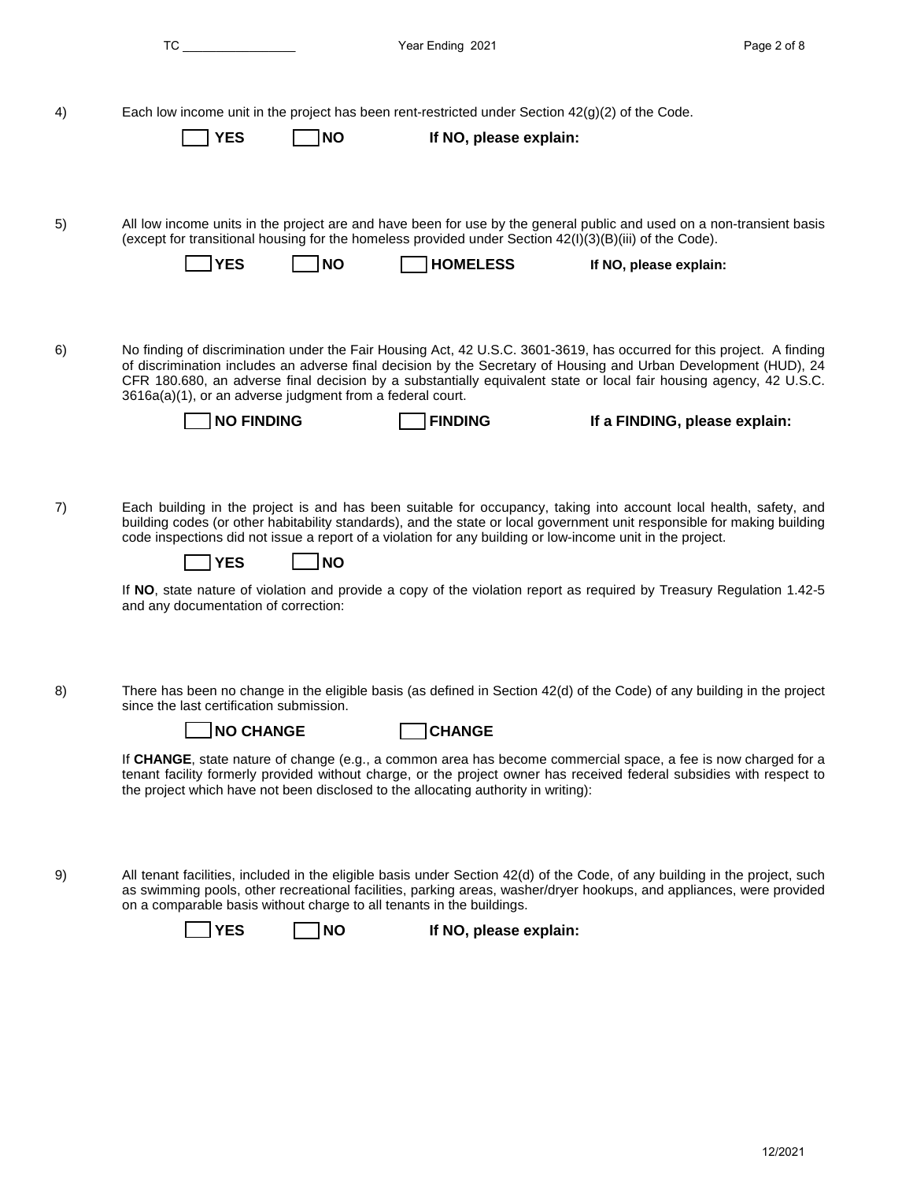4) Each low income unit in the project has been rent-restricted under Section 42(g)(2) of the Code.

☐ **YES** ☐ **NO** **If NO, please explain:**

5) All low income units in the project are and have been for use by the general public and used on a non-transient basis (except for transitional housing for the homeless provided under Section 42(I)(3)(B)(iii) of the Code).

☐ **YES** ☐ **NO** ☐ **HOMELESS** **If NO, please explain:**

6) No finding of discrimination under the Fair Housing Act, 42 U.S.C. 3601-3619, has occurred for this project. A finding of discrimination includes an adverse final decision by the Secretary of Housing and Urban Development (HUD), 24 CFR 180.680, an adverse final decision by a substantially equivalent state or local fair housing agency, 42 U.S.C. 3616a(a)(1), or an adverse judgment from a federal court.

☐ **NO FINDING** ☐ **FINDING** **If a FINDING, please explain:**

7) Each building in the project is and has been suitable for occupancy, taking into account local health, safety, and building codes (or other habitability standards), and the state or local government unit responsible for making building code inspections did not issue a report of a violation for any building or low-income unit in the project.

☐ **YES** ☐ **NO**

If **NO**, state nature of violation and provide a copy of the violation report as required by Treasury Regulation 1.42-5 and any documentation of correction:

8) There has been no change in the eligible basis (as defined in Section 42(d) of the Code) of any building in the project since the last certification submission.

☐ **NO CHANGE** ☐ **CHANGE**

If **CHANGE**, state nature of change (e.g., a common area has become commercial space, a fee is now charged for a tenant facility formerly provided without charge, or the project owner has received federal subsidies with respect to the project which have not been disclosed to the allocating authority in writing):

9) All tenant facilities, included in the eligible basis under Section 42(d) of the Code, of any building in the project, such as swimming pools, other recreational facilities, parking areas, washer/dryer hookups, and appliances, were provided on a comparable basis without charge to all tenants in the buildings.

☐ **YES** ☐ **NO** **If NO, please explain:**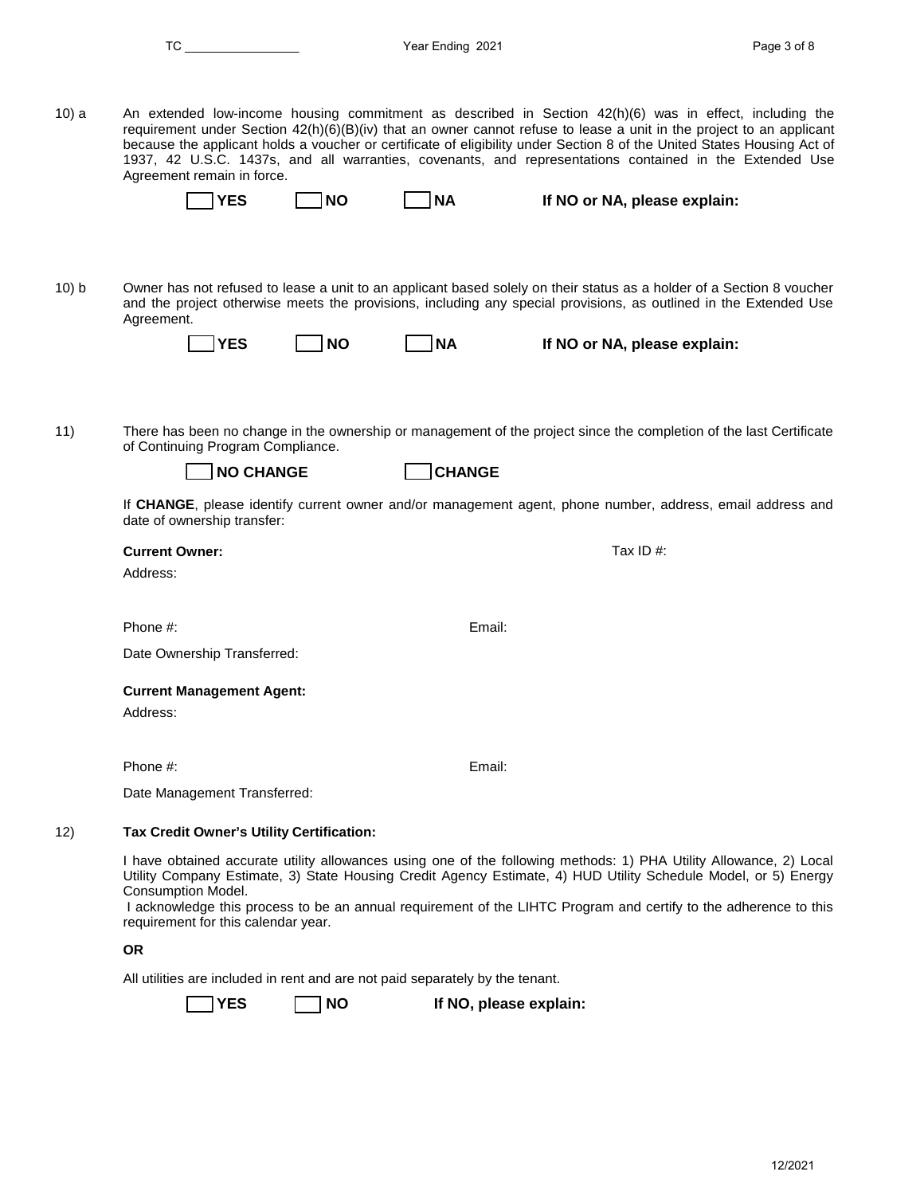10) a An extended low-income housing commitment as described in Section 42(h)(6) was in effect, including the requirement under Section 42(h)(6)(B)(iv) that an owner cannot refuse to lease a unit in the project to an applicant because the applicant holds a voucher or certificate of eligibility under Section 8 of the United States Housing Act of 1937, 42 U.S.C. 1437s, and all warranties, covenants, and representations contained in the Extended Use Agreement remain in force.

☐ **YES** ☐ **NO** ☐ **NA** **If NO or NA, please explain:**

10) b Owner has not refused to lease a unit to an applicant based solely on their status as a holder of a Section 8 voucher and the project otherwise meets the provisions, including any special provisions, as outlined in the Extended Use Agreement.

☐ **YES** ☐ **NO** ☐ **NA** **If NO or NA, please explain:**

11) There has been no change in the ownership or management of the project since the completion of the last Certificate of Continuing Program Compliance.

☐ **NO CHANGE** ☐ **CHANGE**

If **CHANGE**, please identify current owner and/or management agent, phone number, address, email address and date of ownership transfer:

**Current Owner:** Tax ID #:

Address:

Phone #: Email:

Date Ownership Transferred:

**Current Management Agent:**

Address:

Phone #: Email:

Date Management Transferred:

12) **Tax Credit Owner's Utility Certification:**

I have obtained accurate utility allowances using one of the following methods: 1) PHA Utility Allowance, 2) Local Utility Company Estimate, 3) State Housing Credit Agency Estimate, 4) HUD Utility Schedule Model, or 5) Energy Consumption Model.

I acknowledge this process to be an annual requirement of the LIHTC Program and certify to the adherence to this requirement for this calendar year.

**OR**

All utilities are included in rent and are not paid separately by the tenant.

☐ **YES** ☐ **NO** **If NO, please explain:**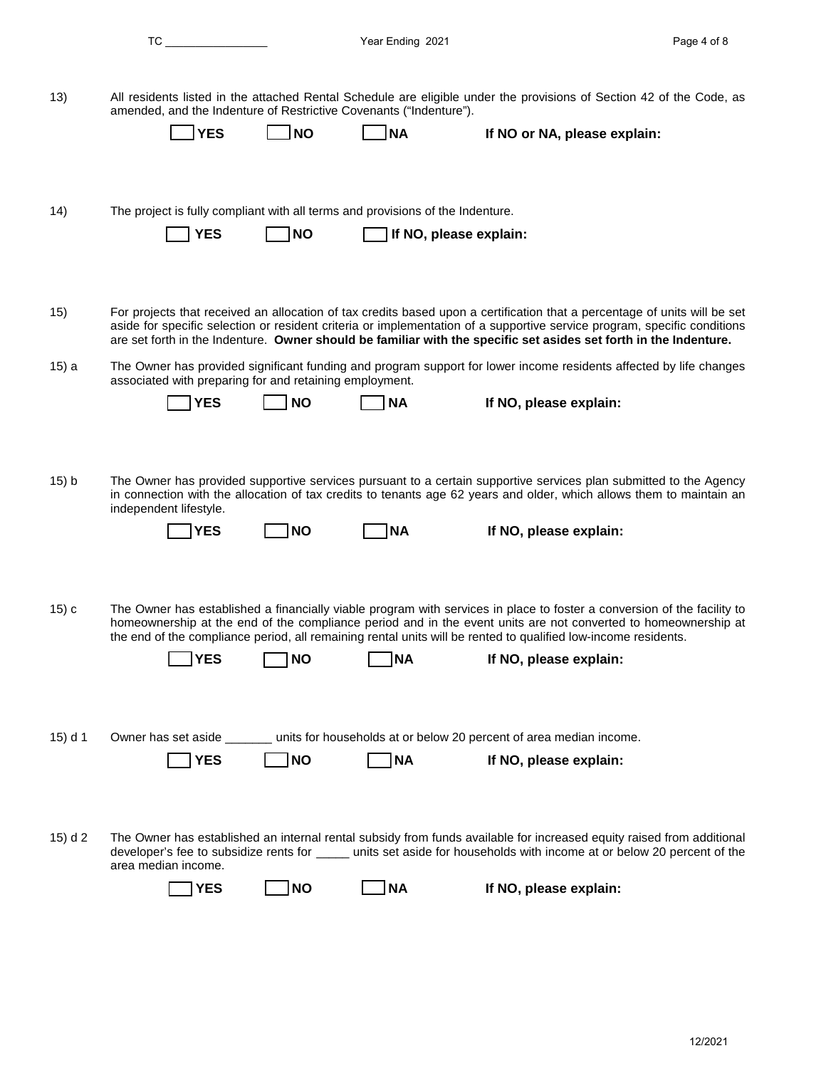13) All residents listed in the attached Rental Schedule are eligible under the provisions of Section 42 of the Code, as amended, and the Indenture of Restrictive Covenants ("Indenture").

☐ **YES** ☐ **NO** ☐ **NA** **If NO or NA, please explain:**

14) The project is fully compliant with all terms and provisions of the Indenture.

☐ **YES** ☐ **NO** ☐ **If NO, please explain:**

15) For projects that received an allocation of tax credits based upon a certification that a percentage of units will be set aside for specific selection or resident criteria or implementation of a supportive service program, specific conditions are set forth in the Indenture. **Owner should be familiar with the specific set asides set forth in the Indenture.**

15) a The Owner has provided significant funding and program support for lower income residents affected by life changes associated with preparing for and retaining employment.

☐ **YES** ☐ **NO** ☐ **NA** **If NO, please explain:**

15) b The Owner has provided supportive services pursuant to a certain supportive services plan submitted to the Agency in connection with the allocation of tax credits to tenants age 62 years and older, which allows them to maintain an independent lifestyle.

☐ **YES** ☐ **NO** ☐ **NA** **If NO, please explain:**

15) c The Owner has established a financially viable program with services in place to foster a conversion of the facility to homeownership at the end of the compliance period and in the event units are not converted to homeownership at the end of the compliance period, all remaining rental units will be rented to qualified low-income residents.

☐ **YES** ☐ **NO** ☐ **NA** **If NO, please explain:**

15) d 1 Owner has set aside _______ units for households at or below 20 percent of area median income.

☐ **YES** ☐ **NO** ☐ **NA** **If NO, please explain:**

15) d 2 The Owner has established an internal rental subsidy from funds available for increased equity raised from additional developer's fee to subsidize rents for _____ units set aside for households with income at or below 20 percent of the area median income.

☐ **YES** ☐ **NO** ☐ **NA** **If NO, please explain:**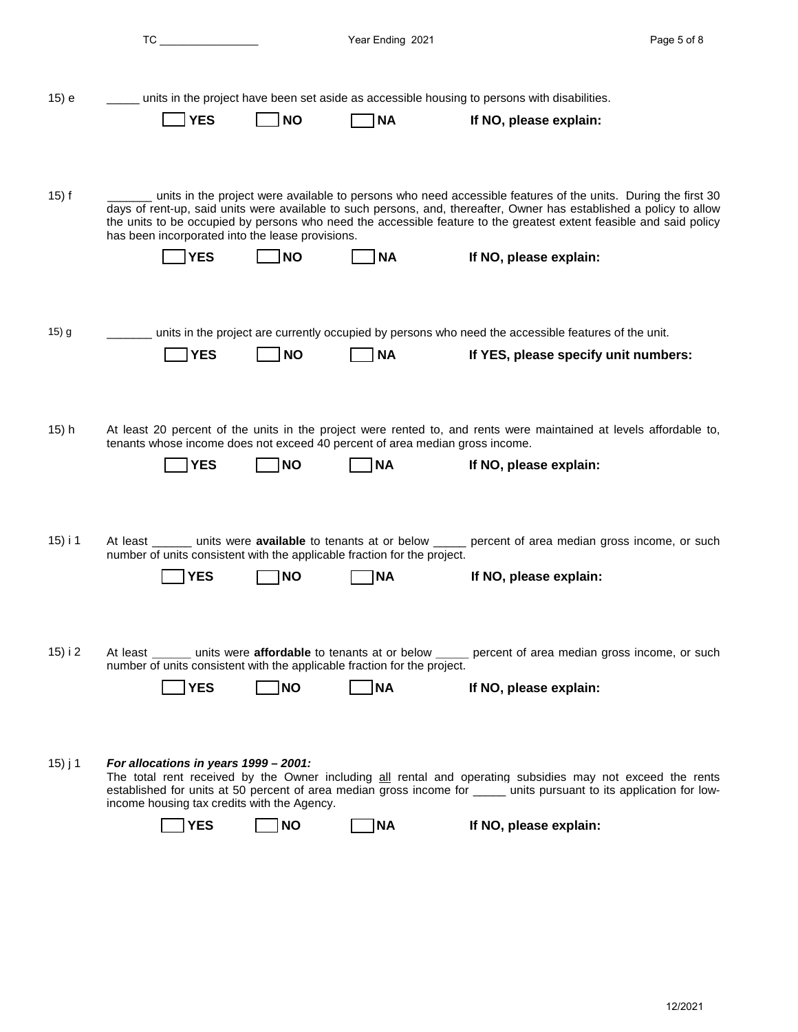15) e _____ units in the project have been set aside as accessible housing to persons with disabilities.

☐ **YES** ☐ **NO** ☐ **NA** **If NO, please explain:**

15) f _______ units in the project were available to persons who need accessible features of the units. During the first 30 days of rent-up, said units were available to such persons, and, thereafter, Owner has established a policy to allow the units to be occupied by persons who need the accessible feature to the greatest extent feasible and said policy has been incorporated into the lease provisions.

☐ **YES** ☐ **NO** ☐ **NA** **If NO, please explain:**

15) g _______ units in the project are currently occupied by persons who need the accessible features of the unit.

☐ **YES** ☐ **NO** ☐ **NA** **If YES, please specify unit numbers:**

15) h At least 20 percent of the units in the project were rented to, and rents were maintained at levels affordable to, tenants whose income does not exceed 40 percent of area median gross income.

☐ **YES** ☐ **NO** ☐ **NA** **If NO, please explain:**

15) i 1 At least ______ units were **available** to tenants at or below _____ percent of area median gross income, or such number of units consistent with the applicable fraction for the project.

☐ **YES** ☐ **NO** ☐ **NA** **If NO, please explain:**

15) i 2 At least ______ units were **affordable** to tenants at or below _____ percent of area median gross income, or such number of units consistent with the applicable fraction for the project.

☐ **YES** ☐ **NO** ☐ **NA** **If NO, please explain:**

15) j 1 ***For allocations in years 1999 – 2001:***
The total rent received by the Owner including all rental and operating subsidies may not exceed the rents established for units at 50 percent of area median gross income for _____ units pursuant to its application for low-income housing tax credits with the Agency.

☐ **YES** ☐ **NO** ☐ **NA** **If NO, please explain:**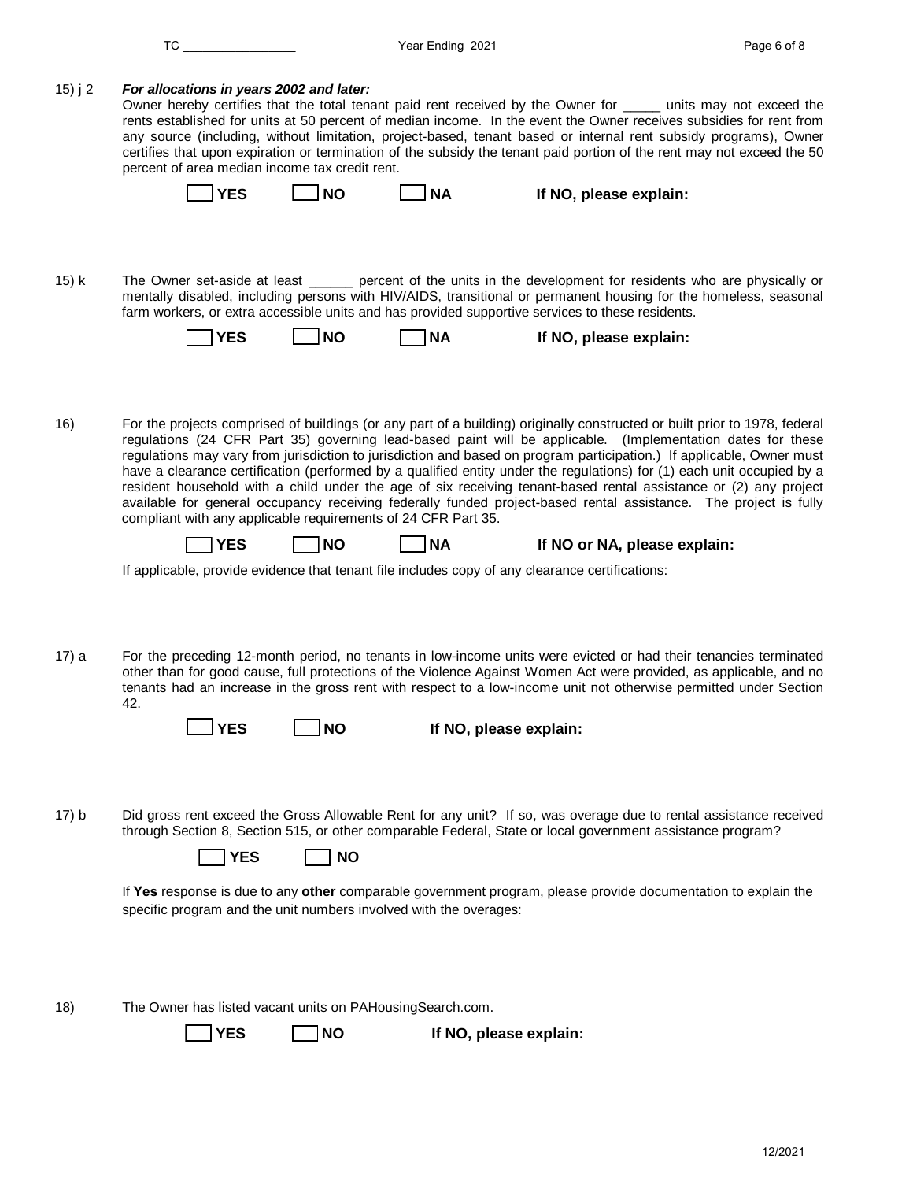15) j 2 ***For allocations in years 2002 and later:***
Owner hereby certifies that the total tenant paid rent received by the Owner for _____ units may not exceed the rents established for units at 50 percent of median income. In the event the Owner receives subsidies for rent from any source (including, without limitation, project-based, tenant based or internal rent subsidy programs), Owner certifies that upon expiration or termination of the subsidy the tenant paid portion of the rent may not exceed the 50 percent of area median income tax credit rent.

☐ **YES** ☐ **NO** ☐ **NA** **If NO, please explain:**

15) k The Owner set-aside at least ______ percent of the units in the development for residents who are physically or mentally disabled, including persons with HIV/AIDS, transitional or permanent housing for the homeless, seasonal farm workers, or extra accessible units and has provided supportive services to these residents.

☐ **YES** ☐ **NO** ☐ **NA** **If NO, please explain:**

16) For the projects comprised of buildings (or any part of a building) originally constructed or built prior to 1978, federal regulations (24 CFR Part 35) governing lead-based paint will be applicable. (Implementation dates for these regulations may vary from jurisdiction to jurisdiction and based on program participation.) If applicable, Owner must have a clearance certification (performed by a qualified entity under the regulations) for (1) each unit occupied by a resident household with a child under the age of six receiving tenant-based rental assistance or (2) any project available for general occupancy receiving federally funded project-based rental assistance. The project is fully compliant with any applicable requirements of 24 CFR Part 35.

☐ **YES** ☐ **NO** ☐ **NA** **If NO or NA, please explain:**

If applicable, provide evidence that tenant file includes copy of any clearance certifications:

17) a For the preceding 12-month period, no tenants in low-income units were evicted or had their tenancies terminated other than for good cause, full protections of the Violence Against Women Act were provided, as applicable, and no tenants had an increase in the gross rent with respect to a low-income unit not otherwise permitted under Section 42.

☐ **YES** ☐ **NO** **If NO, please explain:**

17) b Did gross rent exceed the Gross Allowable Rent for any unit? If so, was overage due to rental assistance received through Section 8, Section 515, or other comparable Federal, State or local government assistance program?

☐ **YES** ☐ **NO**

If **Yes** response is due to any **other** comparable government program, please provide documentation to explain the specific program and the unit numbers involved with the overages:

18) The Owner has listed vacant units on PAHousingSearch.com.

☐ **YES** ☐ **NO** **If NO, please explain:**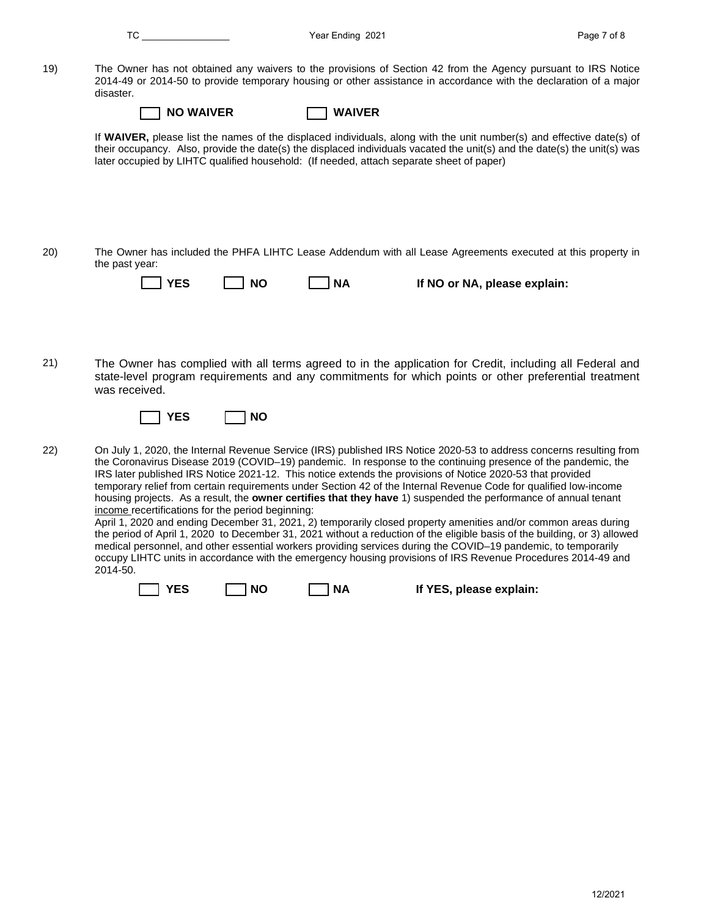19) The Owner has not obtained any waivers to the provisions of Section 42 from the Agency pursuant to IRS Notice 2014-49 or 2014-50 to provide temporary housing or other assistance in accordance with the declaration of a major disaster.

☐ **NO WAIVER** ☐ **WAIVER**

If **WAIVER,** please list the names of the displaced individuals, along with the unit number(s) and effective date(s) of their occupancy. Also, provide the date(s) the displaced individuals vacated the unit(s) and the date(s) the unit(s) was later occupied by LIHTC qualified household: (If needed, attach separate sheet of paper)

20) The Owner has included the PHFA LIHTC Lease Addendum with all Lease Agreements executed at this property in the past year:

☐ **YES** ☐ **NO** ☐ **NA** **If NO or NA, please explain:**

21) The Owner has complied with all terms agreed to in the application for Credit, including all Federal and state-level program requirements and any commitments for which points or other preferential treatment was received.

☐ **YES** ☐ **NO**

22) On July 1, 2020, the Internal Revenue Service (IRS) published IRS Notice 2020-53 to address concerns resulting from the Coronavirus Disease 2019 (COVID–19) pandemic. In response to the continuing presence of the pandemic, the IRS later published IRS Notice 2021-12. This notice extends the provisions of Notice 2020-53 that provided temporary relief from certain requirements under Section 42 of the Internal Revenue Code for qualified low-income housing projects. As a result, the **owner certifies that they have** 1) suspended the performance of annual tenant income recertifications for the period beginning:
April 1, 2020 and ending December 31, 2021, 2) temporarily closed property amenities and/or common areas during the period of April 1, 2020 to December 31, 2021 without a reduction of the eligible basis of the building, or 3) allowed medical personnel, and other essential workers providing services during the COVID–19 pandemic, to temporarily occupy LIHTC units in accordance with the emergency housing provisions of IRS Revenue Procedures 2014-49 and 2014-50.

☐ **YES** ☐ **NO** ☐ **NA** **If YES, please explain:**

12/2021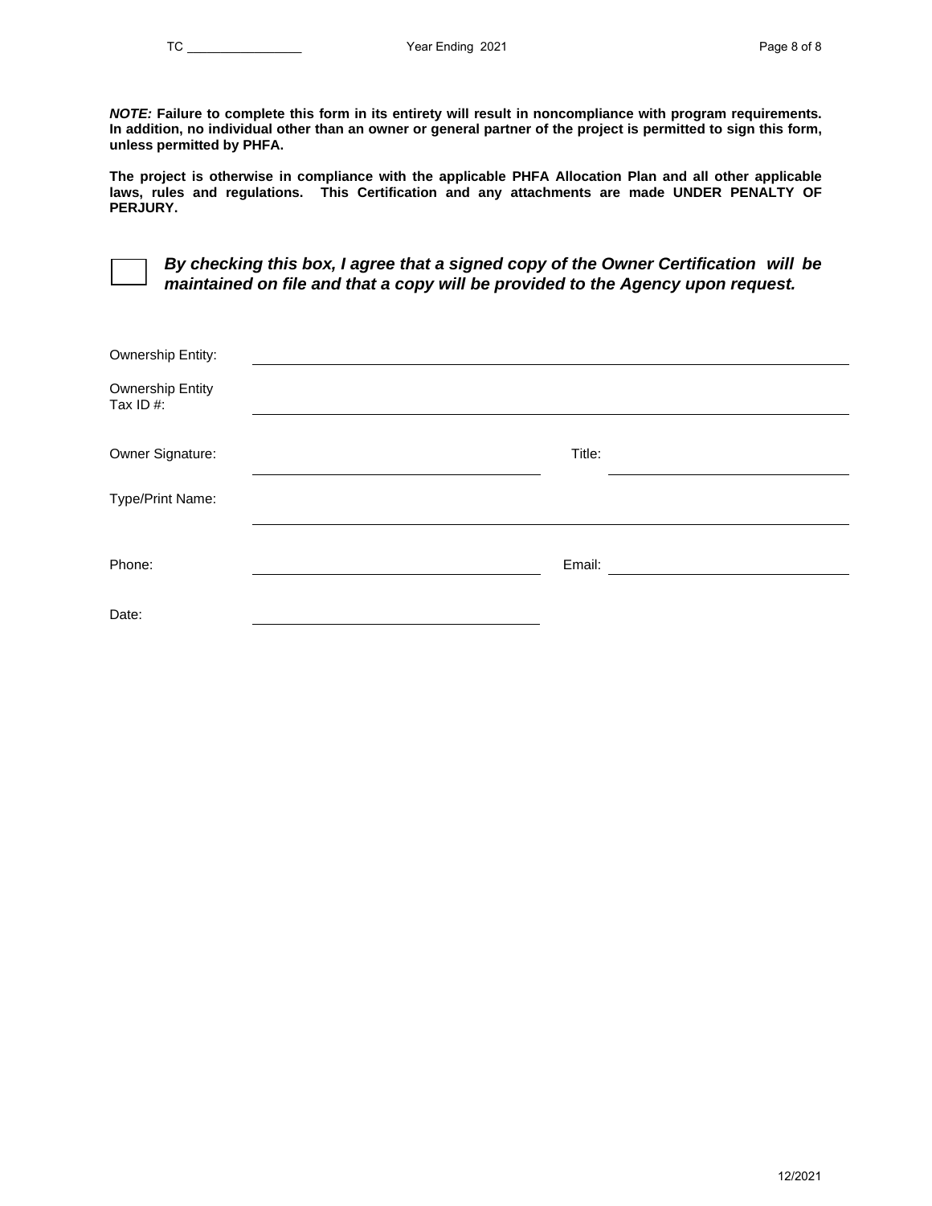***NOTE:*** **Failure to complete this form in its entirety will result in noncompliance with program requirements. In addition, no individual other than an owner or general partner of the project is permitted to sign this form, unless permitted by PHFA.**

**The project is otherwise in compliance with the applicable PHFA Allocation Plan and all other applicable laws, rules and regulations. This Certification and any attachments are made UNDER PENALTY OF PERJURY.**

☐ ***By checking this box, I agree that a signed copy of the Owner Certification will be maintained on file and that a copy will be provided to the Agency upon request.***

Ownership Entity: ______________________________

Ownership Entity Tax ID #: ______________________________

Owner Signature: ______________________________ Title: ______________________________

Type/Print Name: ______________________________

Phone: ______________________________ Email: ______________________________

Date: ______________________________

12/2021